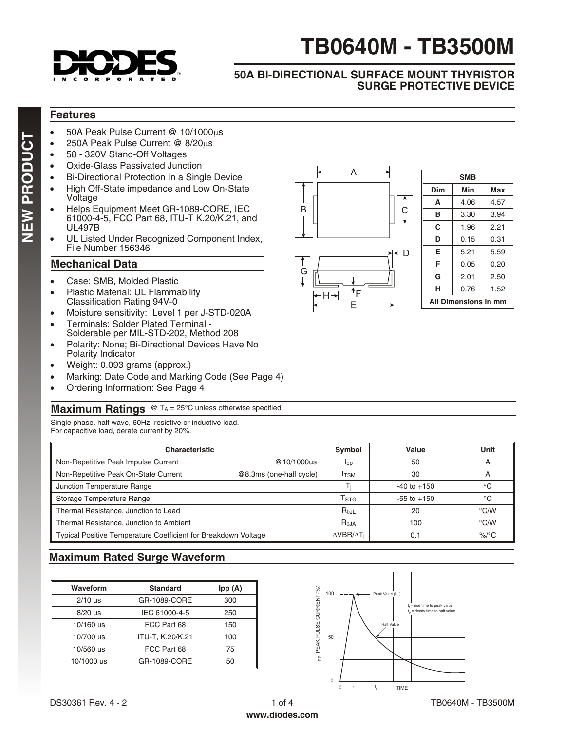# TB0640M - TB3500M

## 50A BI-DIRECTIONAL SURFACE MOUNT THYRISTOR SURGE PROTECTIVE DEVICE

NEW PRODUCT

## Features

- 50A Peak Pulse Current @ 10/1000µs
- 250A Peak Pulse Current @ 8/20µs
- 58 - 320V Stand-Off Voltages
- Oxide-Glass Passivated Junction
- Bi-Directional Protection In a Single Device
- High Off-State impedance and Low On-State Voltage
- Helps Equipment Meet GR-1089-CORE, IEC 61000-4-5, FCC Part 68, ITU-T K.20/K.21, and UL497B
- UL Listed Under Recognized Component Index, File Number 156346

## Mechanical Data

- Case: SMB, Molded Plastic
- Plastic Material: UL Flammability Classification Rating 94V-0
- Moisture sensitivity: Level 1 per J-STD-020A
- Terminals: Solder Plated Terminal - Solderable per MIL-STD-202, Method 208
- Polarity: None; Bi-Directional Devices Have No Polarity Indicator
- Weight: 0.093 grams (approx.)
- Marking: Date Code and Marking Code (See Page 4)
- Ordering Information: See Page 4

| SMB | | |
|---|---|---|
| Dim | Min | Max |
| A | 4.06 | 4.57 |
| B | 3.30 | 3.94 |
| C | 1.96 | 2.21 |
| D | 0.15 | 0.31 |
| E | 5.21 | 5.59 |
| F | 0.05 | 0.20 |
| G | 2.01 | 2.50 |
| H | 0.76 | 1.52 |
| All Dimensions in mm | | |

## Maximum Ratings

@ $T_A$ = 25°C unless otherwise specified

Single phase, half wave, 60Hz, resistive or inductive load.
For capacitive load, derate current by 20%.

| Characteristic | | Symbol | Value | Unit |
|---|---|---|---|---|
| Non-Repetitive Peak Impulse Current | @10/1000us | $I_{pp}$ | 50 | A |
| Non-Repetitive Peak On-State Current | @8.3ms (one-half cycle) | $I_{TSM}$ | 30 | A |
| Junction Temperature Range | | $T_j$ | -40 to +150 | °C |
| Storage Temperature Range | | $T_{STG}$ | -55 to +150 | °C |
| Thermal Resistance, Junction to Lead | | $R_{\theta JL}$ | 20 | °C/W |
| Thermal Resistance, Junction to Ambient | | $R_{\theta JA}$ | 100 | °C/W |
| Typical Positive Temperature Coefficient for Breakdown Voltage | | $\Delta VBR/\Delta T_j$ | 0.1 | %/°C |

## Maximum Rated Surge Waveform

| Waveform | Standard | Ipp (A) |
|---|---|---|
| 2/10 us | GR-1089-CORE | 300 |
| 8/20 us | IEC 61000-4-5 | 250 |
| 10/160 us | FCC Part 68 | 150 |
| 10/700 us | ITU-T, K.20/K.21 | 100 |
| 10/560 us | FCC Part 68 | 75 |
| 10/1000 us | GR-1089-CORE | 50 |

DS30361 Rev. 4 - 2

www.diodes.com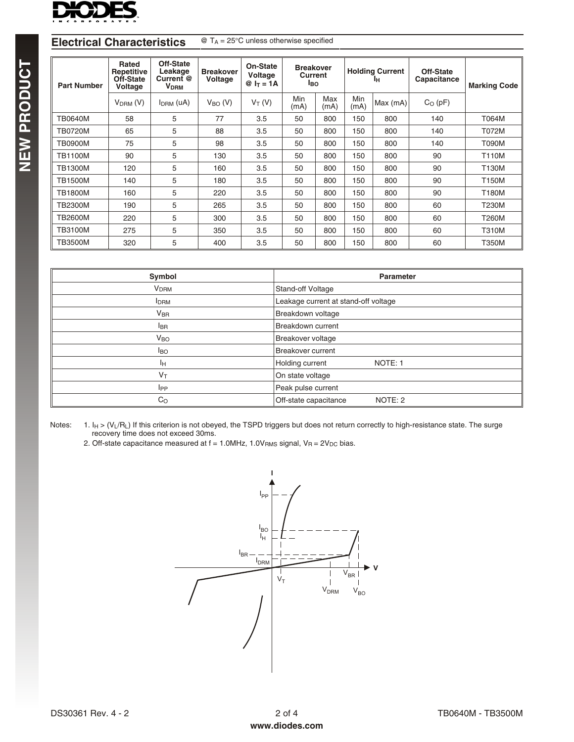## Electrical Characteristics

@ $T_A = 25°C$ unless otherwise specified

| Part Number | Rated Repetitive Off-State Voltage | Off-State Leakage Current @ $V_{DRM}$ | Breakover Voltage | On-State Voltage @ $I_T = 1A$ | Breakover Current $I_{BO}$ | | Holding Current $I_H$ | | Off-State Capacitance | Marking Code |
|---|---|---|---|---|---|---|---|---|---|---|
| | $V_{DRM}$ (V) | $I_{DRM}$ (uA) | $V_{BO}$ (V) | $V_T$ (V) | Min (mA) | Max (mA) | Min (mA) | Max (mA) | $C_O$ (pF) | |
| TB0640M | 58 | 5 | 77 | 3.5 | 50 | 800 | 150 | 800 | 140 | T064M |
| TB0720M | 65 | 5 | 88 | 3.5 | 50 | 800 | 150 | 800 | 140 | T072M |
| TB0900M | 75 | 5 | 98 | 3.5 | 50 | 800 | 150 | 800 | 140 | T090M |
| TB1100M | 90 | 5 | 130 | 3.5 | 50 | 800 | 150 | 800 | 90 | T110M |
| TB1300M | 120 | 5 | 160 | 3.5 | 50 | 800 | 150 | 800 | 90 | T130M |
| TB1500M | 140 | 5 | 180 | 3.5 | 50 | 800 | 150 | 800 | 90 | T150M |
| TB1800M | 160 | 5 | 220 | 3.5 | 50 | 800 | 150 | 800 | 90 | T180M |
| TB2300M | 190 | 5 | 265 | 3.5 | 50 | 800 | 150 | 800 | 60 | T230M |
| TB2600M | 220 | 5 | 300 | 3.5 | 50 | 800 | 150 | 800 | 60 | T260M |
| TB3100M | 275 | 5 | 350 | 3.5 | 50 | 800 | 150 | 800 | 60 | T310M |
| TB3500M | 320 | 5 | 400 | 3.5 | 50 | 800 | 150 | 800 | 60 | T350M |

| Symbol | Parameter |
|---|---|
| $V_{DRM}$ | Stand-off Voltage |
| $I_{DRM}$ | Leakage current at stand-off voltage |
| $V_{BR}$ | Breakdown voltage |
| $I_{BR}$ | Breakdown current |
| $V_{BO}$ | Breakover voltage |
| $I_{BO}$ | Breakover current |
| $I_H$ | Holding current NOTE: 1 |
| $V_T$ | On state voltage |
| $I_{PP}$ | Peak pulse current |
| $C_O$ | Off-state capacitance NOTE: 2 |

Notes:
1. $I_H > (V_L/R_L)$ If this criterion is not obeyed, the TSPD triggers but does not return correctly to high-resistance state. The surge recovery time does not exceed 30ms.
2. Off-state capacitance measured at f = 1.0MHz, $1.0V_{RMS}$ signal, $V_R = 2V_{DC}$ bias.

I, V, $I_{PP}$, $I_{BO}$, $I_H$, $I_{BR}$, $I_{DRM}$, $V_T$, $V_{BR}$, $V_{DRM}$, $V_{BO}$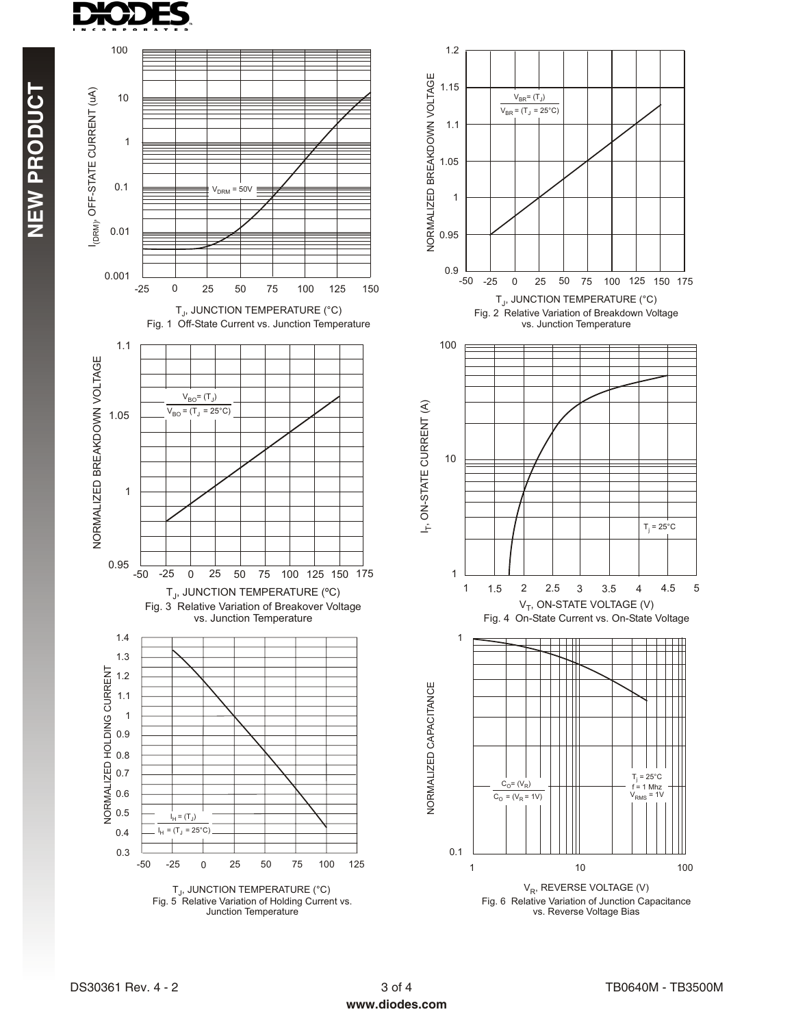Fig. 1 Off-State Current vs. Junction Temperature

Fig. 2 Relative Variation of Breakdown Voltage vs. Junction Temperature

Fig. 3 Relative Variation of Breakover Voltage vs. Junction Temperature

Fig. 4 On-State Current vs. On-State Voltage

Fig. 5 Relative Variation of Holding Current vs. Junction Temperature

Fig. 6 Relative Variation of Junction Capacitance vs. Reverse Voltage Bias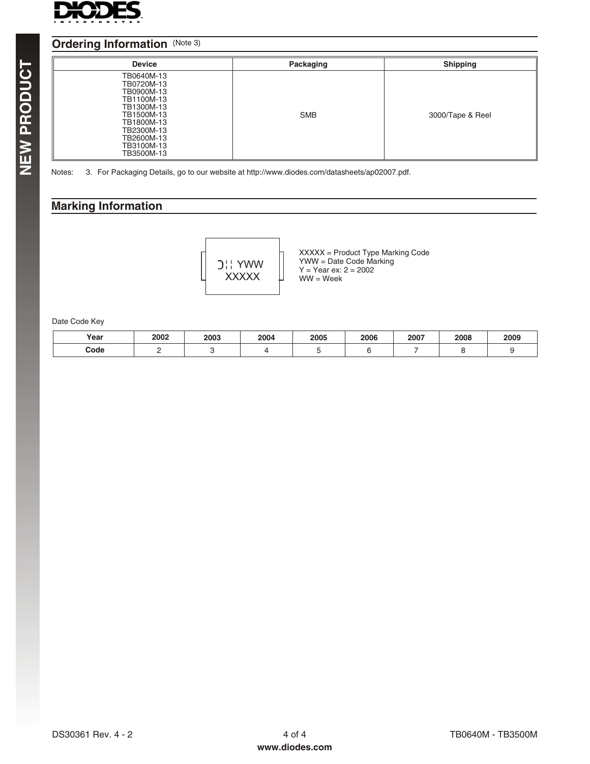## Ordering Information (Note 3)

| Device | Packaging | Shipping |
|---|---|---|
| TB0640M-13<br>TB0720M-13<br>TB0900M-13<br>TB1100M-13<br>TB1300M-13<br>TB1500M-13<br>TB1800M-13<br>TB2300M-13<br>TB2600M-13<br>TB3100M-13<br>TB3500M-13 | SMB | 3000/Tape & Reel |

Notes: 3. For Packaging Details, go to our website at http://www.diodes.com/datasheets/ap02007.pdf.

## Marking Information

YWW
XXXXX

XXXXX = Product Type Marking Code
YWW = Date Code Marking
Y = Year ex: 2 = 2002
WW = Week

Date Code Key

| Year | 2002 | 2003 | 2004 | 2005 | 2006 | 2007 | 2008 | 2009 |
|---|---|---|---|---|---|---|---|---|
| Code | 2 | 3 | 4 | 5 | 6 | 7 | 8 | 9 |